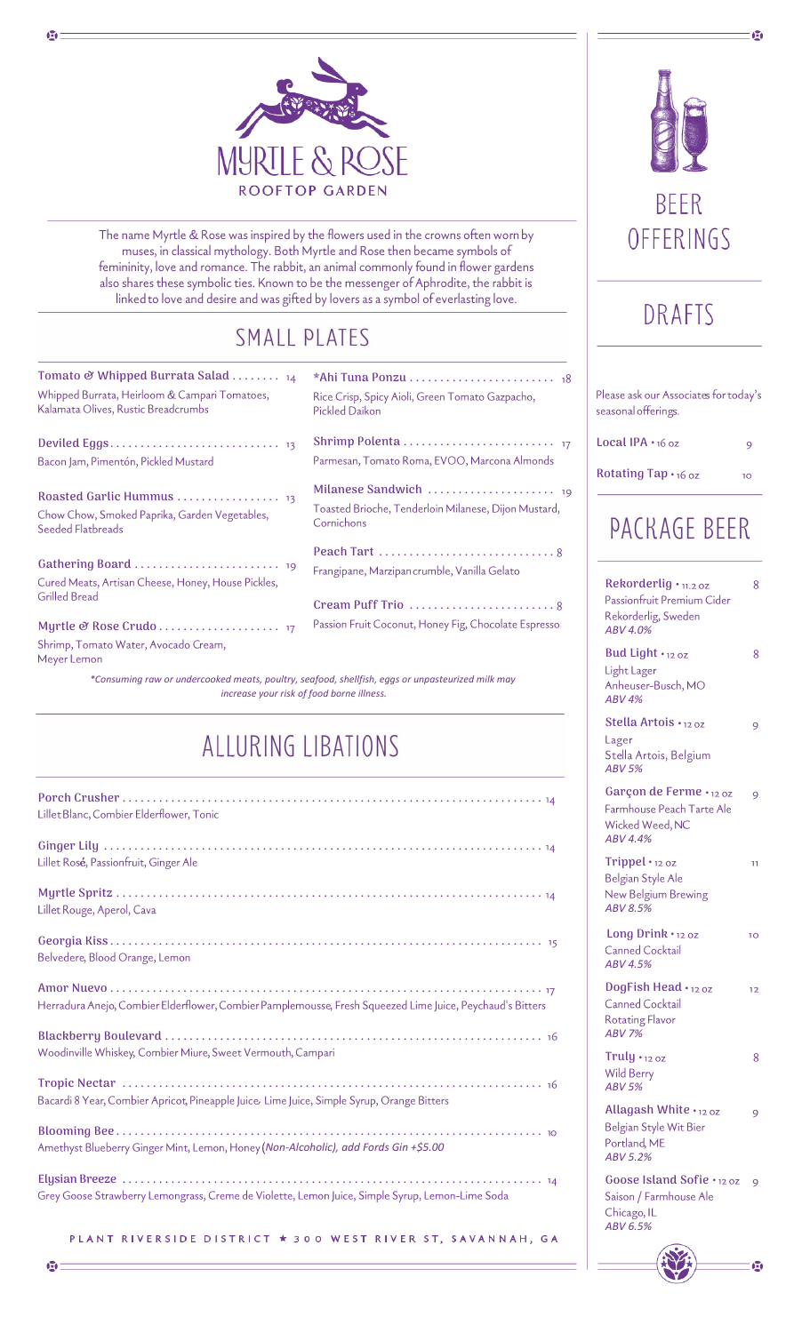# MYRTLE & ROSE

ROOFTOP GARDEN

The name Myrtle & Rose was inspired by the flowers used in the crowns often worn by muses, in classical mythology. Both Myrtle and Rose then became symbols of femininity, love and romance. The rabbit, an animal commonly found in flower gardens also shares these symbolic ties. Known to be the messenger of Aphrodite, the rabbit is linked to love and desire and was gifted by lovers as a symbol of everlasting love.

## SMALL PLATES

**Tomato & Whipped Burrata Salad** ........ 14
Whipped Burrata, Heirloom & Campari Tomatoes, Kalamata Olives, Rustic Breadcrumbs

**Deviled Eggs** ........................... 13
Bacon Jam, Pimentón, Pickled Mustard

**Roasted Garlic Hummus** ................ 13
Chow Chow, Smoked Paprika, Garden Vegetables, Seeded Flatbreads

**Gathering Board** ....................... 19
Cured Meats, Artisan Cheese, Honey, House Pickles, Grilled Bread

**Myrtle & Rose Crudo** ................... 17
Shrimp, Tomato Water, Avocado Cream, Meyer Lemon

**\*Ahi Tuna Ponzu** ........................ 18
Rice Crisp, Spicy Aioli, Green Tomato Gazpacho, Pickled Daikon

**Shrimp Polenta** ......................... 17
Parmesan, Tomato Roma, EVOO, Marcona Almonds

**Milanese Sandwich** ..................... 19
Toasted Brioche, Tenderloin Milanese, Dijon Mustard, Cornichons

**Peach Tart** ............................ 8
Frangipane, Marzipan crumble, Vanilla Gelato

**Cream Puff Trio** ........................ 8
Passion Fruit Coconut, Honey Fig, Chocolate Espresso

*\*Consuming raw or undercooked meats, poultry, seafood, shellfish, eggs or unpasteurized milk may increase your risk of food borne illness.*

## ALLURING LIBATIONS

**Porch Crusher** ........ 14
Lillet Blanc, Combier Elderflower, Tonic

**Ginger Lily** ........ 14
Lillet Rosé, Passionfruit, Ginger Ale

**Myrtle Spritz** ........ 14
Lillet Rouge, Aperol, Cava

**Georgia Kiss** ........ 15
Belvedere, Blood Orange, Lemon

**Amor Nuevo** ........ 17
Herradura Anejo, Combier Elderflower, Combier Pamplemousse, Fresh Squeezed Lime Juice, Peychaud's Bitters

**Blackberry Boulevard** ........ 16
Woodinville Whiskey, Combier Miure, Sweet Vermouth, Campari

**Tropic Nectar** ........ 16
Bacardi 8 Year, Combier Apricot, Pineapple Juice, Lime Juice, Simple Syrup, Orange Bitters

**Blooming Bee** ........ 10
Amethyst Blueberry Ginger Mint, Lemon, Honey (*Non-Alcoholic), add Fords Gin +$5.00*

**Elysian Breeze** ........ 14
Grey Goose Strawberry Lemongrass, Creme de Violette, Lemon Juice, Simple Syrup, Lemon-Lime Soda

PLANT RIVERSIDE DISTRICT ★ 300 WEST RIVER ST, SAVANNAH, GA

# BEER OFFERINGS

## DRAFTS

Please ask our Associates for today's seasonal offerings.

| Draft | Price |
|---|---|
| **Local IPA** • 16 oz | 9 |
| **Rotating Tap** • 16 oz | 10 |

## PACKAGE BEER

**Rekorderlig** • 11.2 oz — 8
Passionfruit Premium Cider
Rekorderlig, Sweden
*ABV 4.0%*

**Bud Light** • 12 oz — 8
Light Lager
Anheuser-Busch, MO
*ABV 4%*

**Stella Artois** • 12 oz — 9
Lager
Stella Artois, Belgium
*ABV 5%*

**Garçon de Ferme** • 12 oz — 9
Farmhouse Peach Tarte Ale
Wicked Weed, NC
*ABV 4.4%*

**Trippel** • 12 oz — 11
Belgian Style Ale
New Belgium Brewing
*ABV 8.5%*

**Long Drink** • 12 oz — 10
Canned Cocktail
*ABV 4.5%*

**DogFish Head** • 12 oz — 12
Canned Cocktail
Rotating Flavor
*ABV 7%*

**Truly** • 12 oz — 8
Wild Berry
*ABV 5%*

**Allagash White** • 12 oz — 9
Belgian Style Wit Bier
Portland, ME
*ABV 5.2%*

**Goose Island Sofie** • 12 oz — 9
Saison / Farmhouse Ale
Chicago, IL
*ABV 6.5%*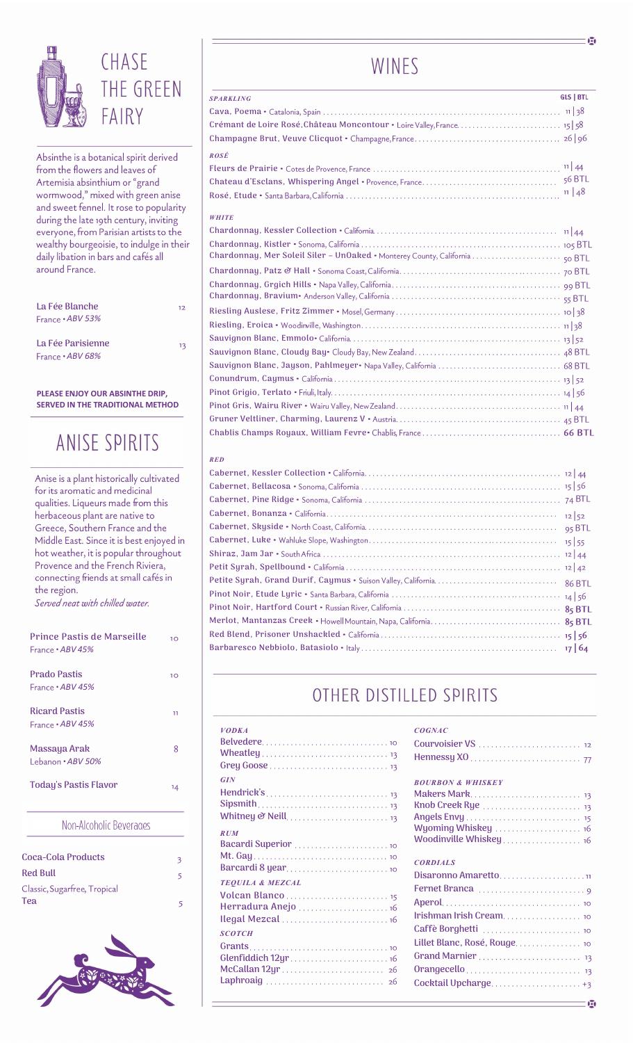# CHASE THE GREEN FAIRY

Absinthe is a botanical spirit derived from the flowers and leaves of Artemisia absinthium or "grand wormwood," mixed with green anise and sweet fennel. It rose to popularity during the late 19th century, inviting everyone, from Parisian artists to the wealthy bourgeoisie, to indulge in their daily libation in bars and cafés all around France.

| | |
|---|---|
| La Fée Blanche<br>France • *ABV 53%* | 12 |
| La Fée Parisienne<br>France • *ABV 68%* | 13 |

**PLEASE ENJOY OUR ABSINTHE DRIP, SERVED IN THE TRADITIONAL METHOD**

# ANISE SPIRITS

Anise is a plant historically cultivated for its aromatic and medicinal qualities. Liqueurs made from this herbaceous plant are native to Greece, Southern France and the Middle East. Since it is best enjoyed in hot weather, it is popular throughout Provence and the French Riviera, connecting friends at small cafés in the region.

*Served neat with chilled water.*

| | |
|---|---|
| Prince Pastis de Marseille<br>France • *ABV 45%* | 10 |
| Prado Pastis<br>France • *ABV 45%* | 10 |
| Ricard Pastis<br>France • *ABV 45%* | 11 |
| Massaya Arak<br>Lebanon • *ABV 50%* | 8 |
| Today's Pastis Flavor | 14 |

## Non-Alcoholic Beverages

| | |
|---|---|
| Coca-Cola Products | 3 |
| Red Bull<br>Classic, Sugarfree, Tropical | 5 |
| Tea | 5 |

# WINES

| *SPARKLING* | GLS \| BTL |
|---|---|
| Cava, Poema • Catalonia, Spain | 11 \| 38 |
| Crémant de Loire Rosé, Château Moncontour • Loire Valley, France | 15 \| 58 |
| Champagne Brut, Veuve Clicquot • Champagne, France | 26 \| 96 |

| *ROSÉ* | |
|---|---|
| Fleurs de Prairie • Cotes de Provence, France | 11 \| 44 |
| Chateau d'Esclans, Whispering Angel • Provence, France | 56 BTL |
| Rosé, Etude • Santa Barbara, California | 11 \| 48 |

| *WHITE* | |
|---|---|
| Chardonnay, Kessler Collection • California | 11 \| 44 |
| Chardonnay, Kistler • Sonoma, California | 105 BTL |
| Chardonnay, Mer Soleil Siler – UnOaked • Monterey County, California | 50 BTL |
| Chardonnay, Patz & Hall • Sonoma Coast, California | 70 BTL |
| Chardonnay, Grgich Hills • Napa Valley, California | 99 BTL |
| Chardonnay, Bravium • Anderson Valley, California | 55 BTL |
| Riesling Auslese, Fritz Zimmer • Mosel, Germany | 10 \| 38 |
| Riesling, Eroica • Woodinville, Washington | 11 \| 38 |
| Sauvignon Blanc, Emmolo • California | 13 \| 52 |
| Sauvignon Blanc, Cloudy Bay • Cloudy Bay, New Zealand | 48 BTL |
| Sauvignon Blanc, Jayson, Pahlmeyer • Napa Valley, California | 68 BTL |
| Conundrum, Caymus • California | 13 \| 52 |
| Pinot Grigio, Terlato • Friuli, Italy | 14 \| 56 |
| Pinot Gris, Wairu River • Wairu Valley, New Zealand | 11 \| 44 |
| Gruner Veltliner, Charming, Laurenz V • Austria | 45 BTL |
| Chablis Champs Royaux, William Fevre • Chablis, France | 66 BTL |

| *RED* | |
|---|---|
| Cabernet, Kessler Collection • California | 12 \| 44 |
| Cabernet, Bellacosa • Sonoma, California | 15 \| 56 |
| Cabernet, Pine Ridge • Sonoma, California | 74 BTL |
| Cabernet, Bonanza • California | 12 \| 52 |
| Cabernet, Skyside • North Coast, California | 95 BTL |
| Cabernet, Luke • Wahluke Slope, Washington | 15 \| 55 |
| Shiraz, Jam Jar • South Africa | 12 \| 44 |
| Petit Syrah, Spellbound • California | 12 \| 42 |
| Petite Syrah, Grand Durif, Caymus • Suison Valley, California | 86 BTL |
| Pinot Noir, Etude Lyric • Santa Barbara, California | 14 \| 56 |
| Pinot Noir, Hartford Court • Russian River, California | 85 BTL |
| Merlot, Mantanzas Creek • Howell Mountain, Napa, California | 85 BTL |
| Red Blend, Prisoner Unshackled • California | 15 \| 56 |
| Barbaresco Nebbiolo, Batasiolo • Italy | 17 \| 64 |

# OTHER DISTILLED SPIRITS

| *VODKA* | |
|---|---|
| Belvedere | 10 |
| Wheatley | 13 |
| Grey Goose | 13 |

| *GIN* | |
|---|---|
| Hendrick's | 13 |
| Sipsmith | 13 |
| Whitney & Neill | 13 |

| *RUM* | |
|---|---|
| Bacardi Superior | 10 |
| Mt. Gay | 10 |
| Barcardi 8 year | 10 |

| *TEQUILA & MEZCAL* | |
|---|---|
| Volcan Blanco | 15 |
| Herradura Anejo | 16 |
| Ilegal Mezcal | 16 |

| *SCOTCH* | |
|---|---|
| Grants | 10 |
| Glenfiddich 12yr | 16 |
| McCallan 12yr | 26 |
| Laphroaig | 26 |

| *COGNAC* | |
|---|---|
| Courvoisier VS | 12 |
| Hennessy XO | 77 |

| *BOURBON & WHISKEY* | |
|---|---|
| Makers Mark | 13 |
| Knob Creek Rye | 13 |
| Angels Envy | 15 |
| Wyoming Whiskey | 16 |
| Woodinville Whiskey | 16 |

| *CORDIALS* | |
|---|---|
| Disaronno Amaretto | 11 |
| Fernet Branca | 9 |
| Aperol | 10 |
| Irishman Irish Cream | 10 |
| Caffè Borghetti | 10 |
| Lillet Blanc, Rosé, Rouge | 10 |
| Grand Marnier | 13 |
| Orangecello | 13 |
| Cocktail Upcharge | +3 |